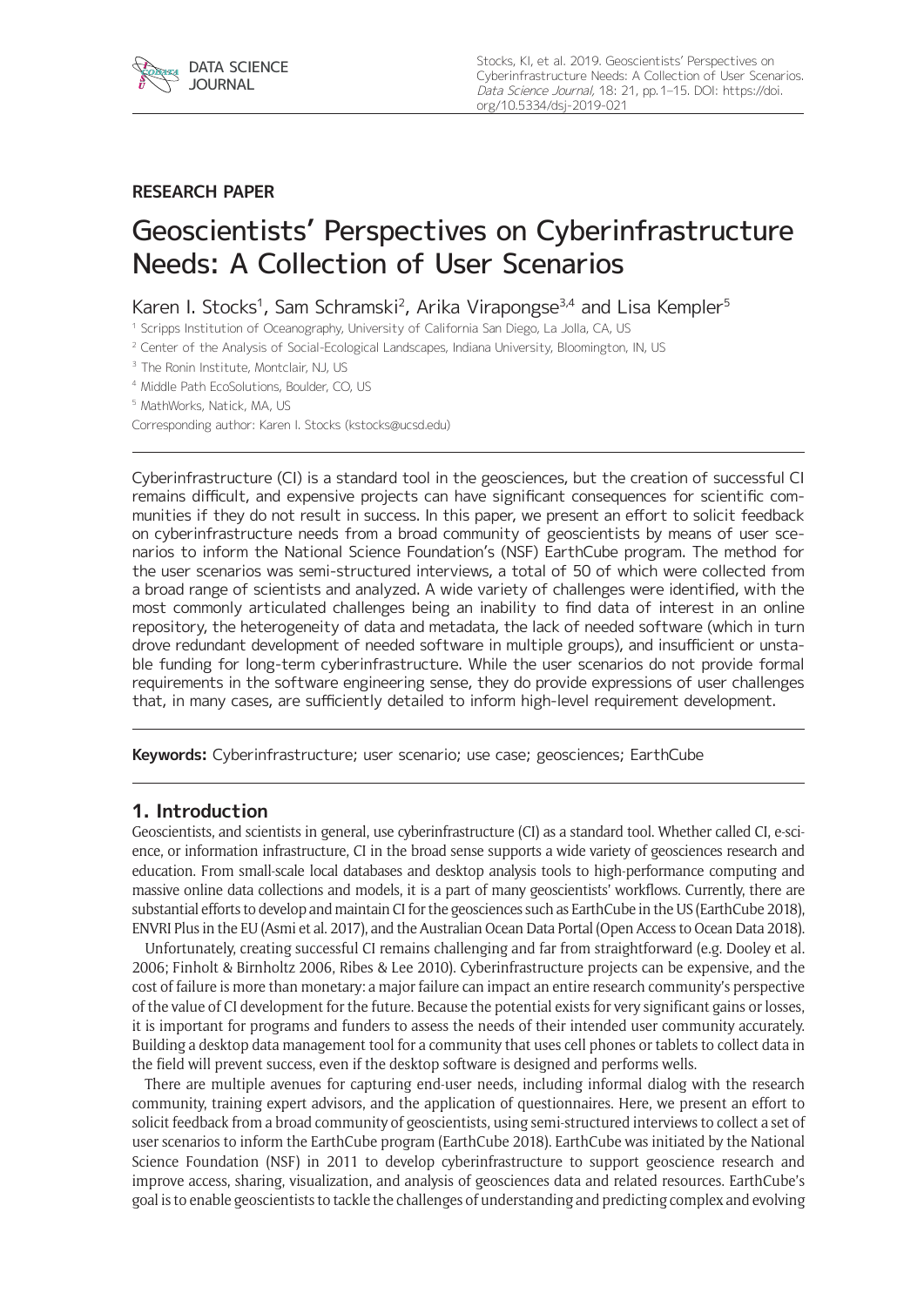RESEARCH PAPER

# Geoscientists' Perspectives on Cyberinfrastructure Needs: A Collection of User Scenarios

Karen I. Stocks[1], Sam Schramski[2], Arika Virapongse[3,4] and Lisa Kempler[5]

[1] Scripps Institution of Oceanography, University of California San Diego, La Jolla, CA, US

[2] Center of the Analysis of Social-Ecological Landscapes, Indiana University, Bloomington, IN, US

[3] The Ronin Institute, Montclair, NJ, US

[4] Middle Path EcoSolutions, Boulder, CO, US

[5] MathWorks, Natick, MA, US

Corresponding author: Karen I. Stocks (kstocks@ucsd.edu)

Cyberinfrastructure (CI) is a standard tool in the geosciences, but the creation of successful CI remains difficult, and expensive projects can have significant consequences for scientific communities if they do not result in success. In this paper, we present an effort to solicit feedback on cyberinfrastructure needs from a broad community of geoscientists by means of user scenarios to inform the National Science Foundation's (NSF) EarthCube program. The method for the user scenarios was semi-structured interviews, a total of 50 of which were collected from a broad range of scientists and analyzed. A wide variety of challenges were identified, with the most commonly articulated challenges being an inability to find data of interest in an online repository, the heterogeneity of data and metadata, the lack of needed software (which in turn drove redundant development of needed software in multiple groups), and insufficient or unstable funding for long-term cyberinfrastructure. While the user scenarios do not provide formal requirements in the software engineering sense, they do provide expressions of user challenges that, in many cases, are sufficiently detailed to inform high-level requirement development.

**Keywords:** Cyberinfrastructure; user scenario; use case; geosciences; EarthCube

## 1. Introduction

Geoscientists, and scientists in general, use cyberinfrastructure (CI) as a standard tool. Whether called CI, e-science, or information infrastructure, CI in the broad sense supports a wide variety of geosciences research and education. From small-scale local databases and desktop analysis tools to high-performance computing and massive online data collections and models, it is a part of many geoscientists' workflows. Currently, there are substantial efforts to develop and maintain CI for the geosciences such as EarthCube in the US (EarthCube 2018), ENVRI Plus in the EU (Asmi et al. 2017), and the Australian Ocean Data Portal (Open Access to Ocean Data 2018).

Unfortunately, creating successful CI remains challenging and far from straightforward (e.g. Dooley et al. 2006; Finholt & Birnholtz 2006, Ribes & Lee 2010). Cyberinfrastructure projects can be expensive, and the cost of failure is more than monetary: a major failure can impact an entire research community's perspective of the value of CI development for the future. Because the potential exists for very significant gains or losses, it is important for programs and funders to assess the needs of their intended user community accurately. Building a desktop data management tool for a community that uses cell phones or tablets to collect data in the field will prevent success, even if the desktop software is designed and performs wells.

There are multiple avenues for capturing end-user needs, including informal dialog with the research community, training expert advisors, and the application of questionnaires. Here, we present an effort to solicit feedback from a broad community of geoscientists, using semi-structured interviews to collect a set of user scenarios to inform the EarthCube program (EarthCube 2018). EarthCube was initiated by the National Science Foundation (NSF) in 2011 to develop cyberinfrastructure to support geoscience research and improve access, sharing, visualization, and analysis of geosciences data and related resources. EarthCube's goal is to enable geoscientists to tackle the challenges of understanding and predicting complex and evolving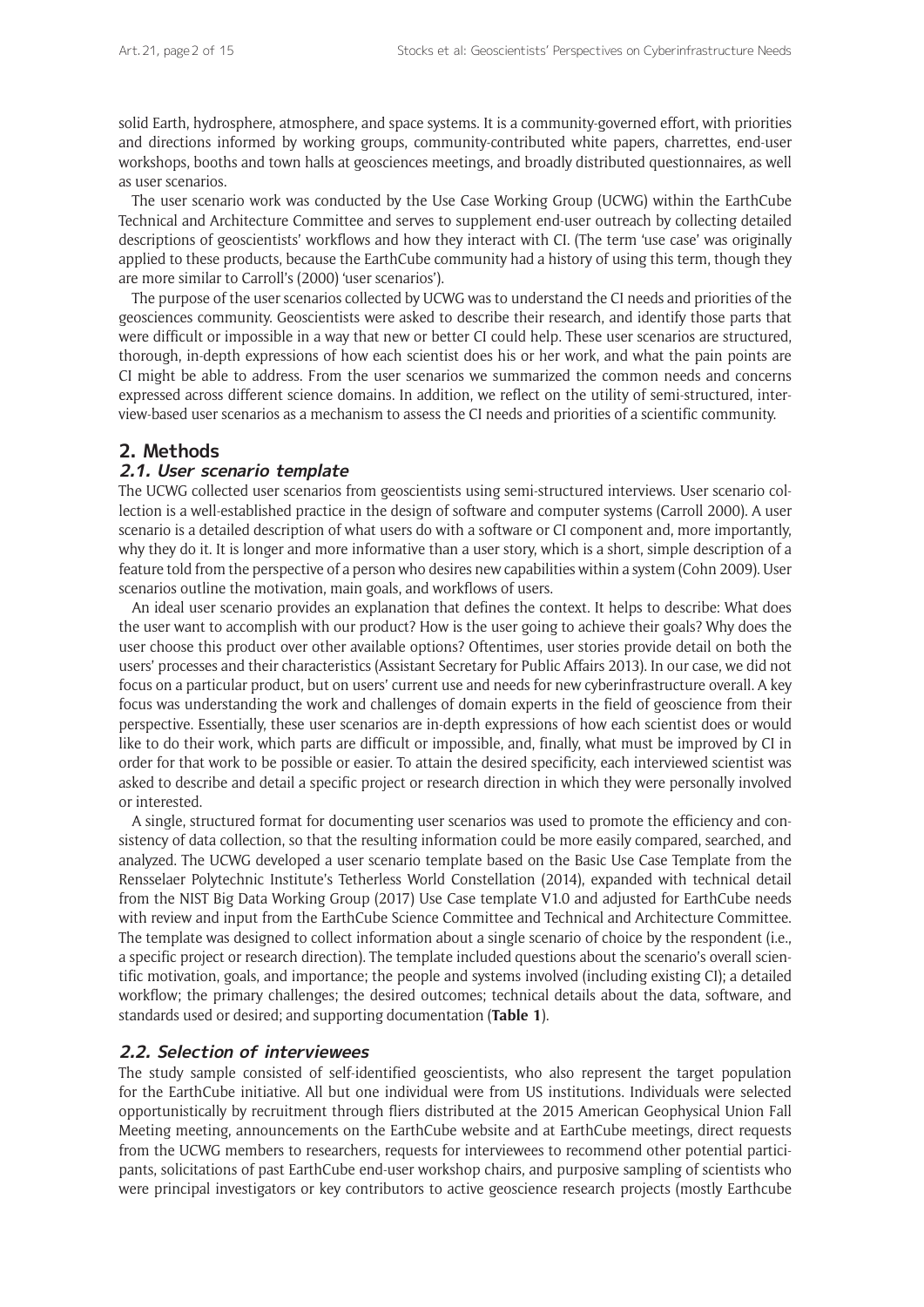solid Earth, hydrosphere, atmosphere, and space systems. It is a community-governed effort, with priorities and directions informed by working groups, community-contributed white papers, charrettes, end-user workshops, booths and town halls at geosciences meetings, and broadly distributed questionnaires, as well as user scenarios.

The user scenario work was conducted by the Use Case Working Group (UCWG) within the EarthCube Technical and Architecture Committee and serves to supplement end-user outreach by collecting detailed descriptions of geoscientists' workflows and how they interact with CI. (The term 'use case' was originally applied to these products, because the EarthCube community had a history of using this term, though they are more similar to Carroll's (2000) 'user scenarios').

The purpose of the user scenarios collected by UCWG was to understand the CI needs and priorities of the geosciences community. Geoscientists were asked to describe their research, and identify those parts that were difficult or impossible in a way that new or better CI could help. These user scenarios are structured, thorough, in-depth expressions of how each scientist does his or her work, and what the pain points are CI might be able to address. From the user scenarios we summarized the common needs and concerns expressed across different science domains. In addition, we reflect on the utility of semi-structured, interview-based user scenarios as a mechanism to assess the CI needs and priorities of a scientific community.

## 2. Methods

### 2.1. User scenario template

The UCWG collected user scenarios from geoscientists using semi-structured interviews. User scenario collection is a well-established practice in the design of software and computer systems (Carroll 2000). A user scenario is a detailed description of what users do with a software or CI component and, more importantly, why they do it. It is longer and more informative than a user story, which is a short, simple description of a feature told from the perspective of a person who desires new capabilities within a system (Cohn 2009). User scenarios outline the motivation, main goals, and workflows of users.

An ideal user scenario provides an explanation that defines the context. It helps to describe: What does the user want to accomplish with our product? How is the user going to achieve their goals? Why does the user choose this product over other available options? Oftentimes, user stories provide detail on both the users' processes and their characteristics (Assistant Secretary for Public Affairs 2013). In our case, we did not focus on a particular product, but on users' current use and needs for new cyberinfrastructure overall. A key focus was understanding the work and challenges of domain experts in the field of geoscience from their perspective. Essentially, these user scenarios are in-depth expressions of how each scientist does or would like to do their work, which parts are difficult or impossible, and, finally, what must be improved by CI in order for that work to be possible or easier. To attain the desired specificity, each interviewed scientist was asked to describe and detail a specific project or research direction in which they were personally involved or interested.

A single, structured format for documenting user scenarios was used to promote the efficiency and consistency of data collection, so that the resulting information could be more easily compared, searched, and analyzed. The UCWG developed a user scenario template based on the Basic Use Case Template from the Rensselaer Polytechnic Institute's Tetherless World Constellation (2014), expanded with technical detail from the NIST Big Data Working Group (2017) Use Case template V1.0 and adjusted for EarthCube needs with review and input from the EarthCube Science Committee and Technical and Architecture Committee. The template was designed to collect information about a single scenario of choice by the respondent (i.e., a specific project or research direction). The template included questions about the scenario's overall scientific motivation, goals, and importance; the people and systems involved (including existing CI); a detailed workflow; the primary challenges; the desired outcomes; technical details about the data, software, and standards used or desired; and supporting documentation (**Table 1**).

### 2.2. Selection of interviewees

The study sample consisted of self-identified geoscientists, who also represent the target population for the EarthCube initiative. All but one individual were from US institutions. Individuals were selected opportunistically by recruitment through fliers distributed at the 2015 American Geophysical Union Fall Meeting meeting, announcements on the EarthCube website and at EarthCube meetings, direct requests from the UCWG members to researchers, requests for interviewees to recommend other potential participants, solicitations of past EarthCube end-user workshop chairs, and purposive sampling of scientists who were principal investigators or key contributors to active geoscience research projects (mostly Earthcube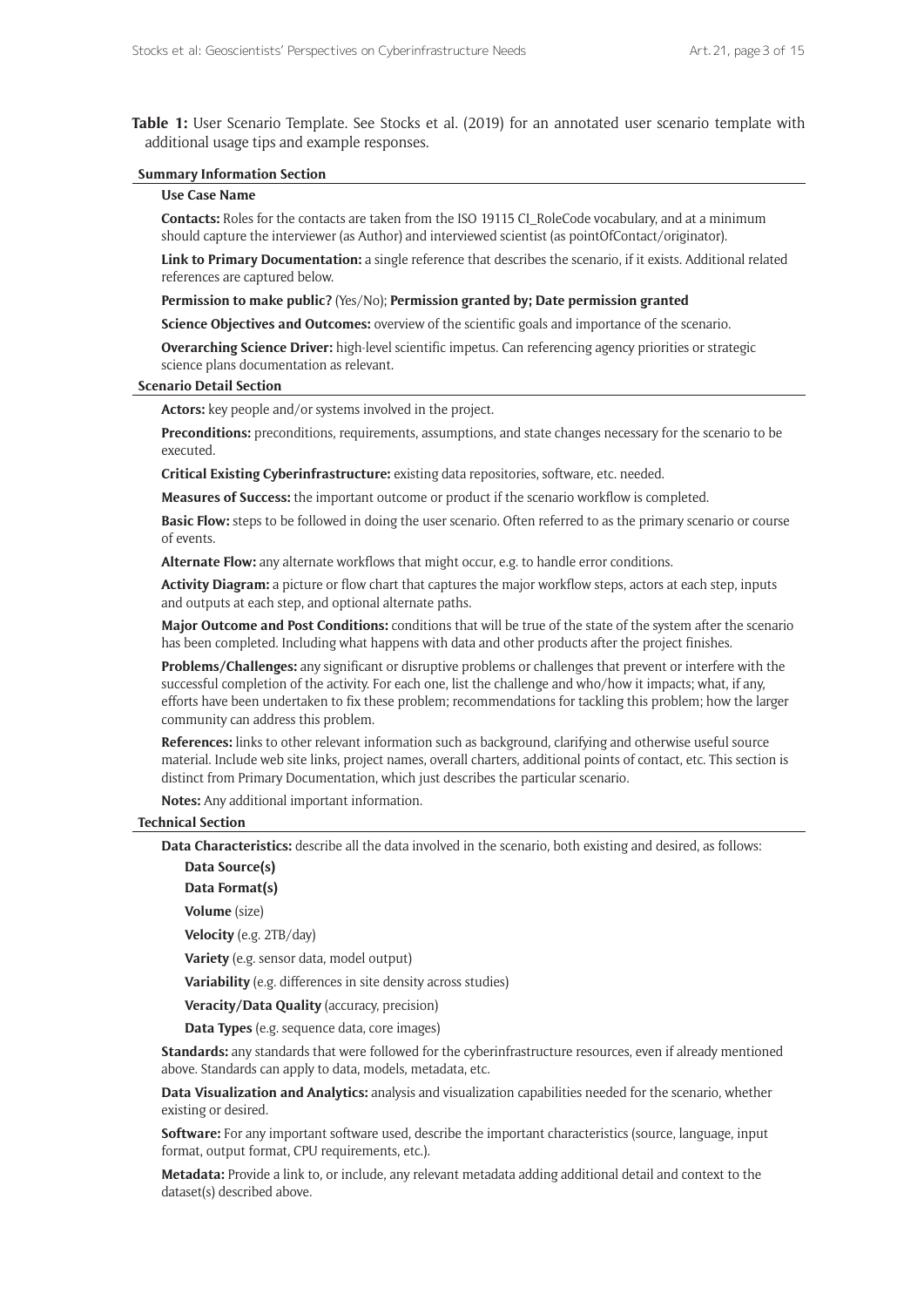**Table 1:** User Scenario Template. See Stocks et al. (2019) for an annotated user scenario template with additional usage tips and example responses.

**Summary Information Section**

**Use Case Name**

**Contacts:** Roles for the contacts are taken from the ISO 19115 CI_RoleCode vocabulary, and at a minimum should capture the interviewer (as Author) and interviewed scientist (as pointOfContact/originator).

**Link to Primary Documentation:** a single reference that describes the scenario, if it exists. Additional related references are captured below.

**Permission to make public?** (Yes/No); **Permission granted by; Date permission granted**

**Science Objectives and Outcomes:** overview of the scientific goals and importance of the scenario.

**Overarching Science Driver:** high-level scientific impetus. Can referencing agency priorities or strategic science plans documentation as relevant.

**Scenario Detail Section**

**Actors:** key people and/or systems involved in the project.

**Preconditions:** preconditions, requirements, assumptions, and state changes necessary for the scenario to be executed.

**Critical Existing Cyberinfrastructure:** existing data repositories, software, etc. needed.

**Measures of Success:** the important outcome or product if the scenario workflow is completed.

**Basic Flow:** steps to be followed in doing the user scenario. Often referred to as the primary scenario or course of events.

**Alternate Flow:** any alternate workflows that might occur, e.g. to handle error conditions.

**Activity Diagram:** a picture or flow chart that captures the major workflow steps, actors at each step, inputs and outputs at each step, and optional alternate paths.

**Major Outcome and Post Conditions:** conditions that will be true of the state of the system after the scenario has been completed. Including what happens with data and other products after the project finishes.

**Problems/Challenges:** any significant or disruptive problems or challenges that prevent or interfere with the successful completion of the activity. For each one, list the challenge and who/how it impacts; what, if any, efforts have been undertaken to fix these problem; recommendations for tackling this problem; how the larger community can address this problem.

**References:** links to other relevant information such as background, clarifying and otherwise useful source material. Include web site links, project names, overall charters, additional points of contact, etc. This section is distinct from Primary Documentation, which just describes the particular scenario.

**Notes:** Any additional important information.

**Technical Section**

**Data Characteristics:** describe all the data involved in the scenario, both existing and desired, as follows:

- **Data Source(s)**
- **Data Format(s)**
- **Volume** (size)
- **Velocity** (e.g. 2TB/day)
- **Variety** (e.g. sensor data, model output)
- **Variability** (e.g. differences in site density across studies)
- **Veracity/Data Quality** (accuracy, precision)
- **Data Types** (e.g. sequence data, core images)

**Standards:** any standards that were followed for the cyberinfrastructure resources, even if already mentioned above. Standards can apply to data, models, metadata, etc.

**Data Visualization and Analytics:** analysis and visualization capabilities needed for the scenario, whether existing or desired.

**Software:** For any important software used, describe the important characteristics (source, language, input format, output format, CPU requirements, etc.).

**Metadata:** Provide a link to, or include, any relevant metadata adding additional detail and context to the dataset(s) described above.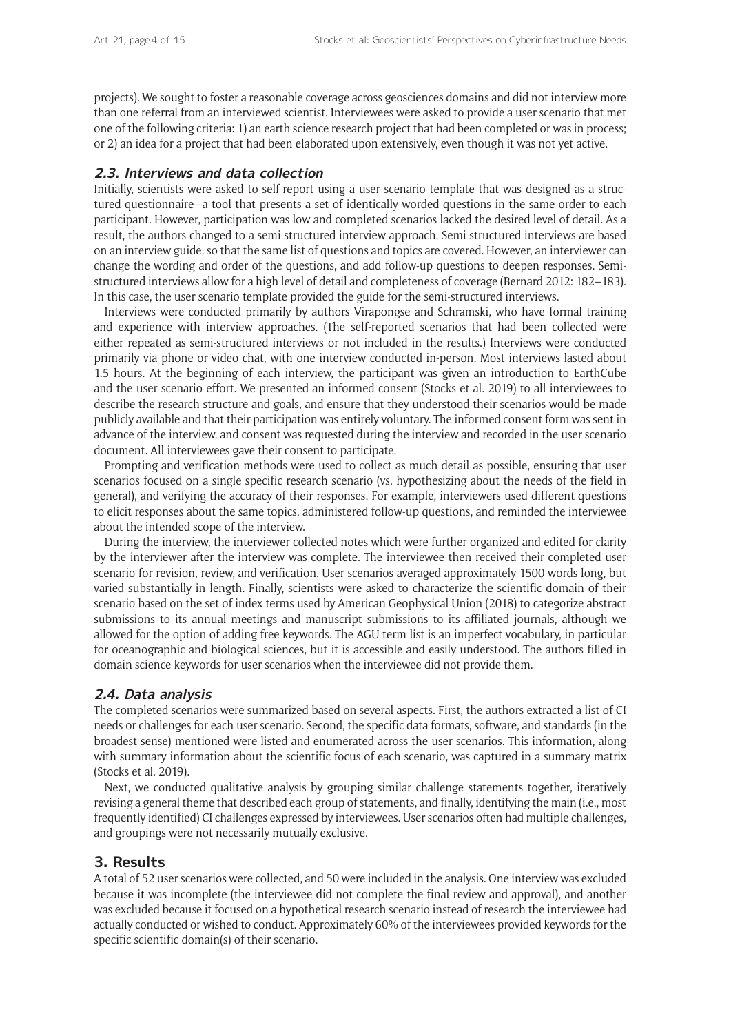projects). We sought to foster a reasonable coverage across geosciences domains and did not interview more than one referral from an interviewed scientist. Interviewees were asked to provide a user scenario that met one of the following criteria: 1) an earth science research project that had been completed or was in process; or 2) an idea for a project that had been elaborated upon extensively, even though it was not yet active.

### 2.3. Interviews and data collection

Initially, scientists were asked to self-report using a user scenario template that was designed as a structured questionnaire—a tool that presents a set of identically worded questions in the same order to each participant. However, participation was low and completed scenarios lacked the desired level of detail. As a result, the authors changed to a semi-structured interview approach. Semi-structured interviews are based on an interview guide, so that the same list of questions and topics are covered. However, an interviewer can change the wording and order of the questions, and add follow-up questions to deepen responses. Semi-structured interviews allow for a high level of detail and completeness of coverage (Bernard 2012: 182–183). In this case, the user scenario template provided the guide for the semi-structured interviews.

Interviews were conducted primarily by authors Virapongse and Schramski, who have formal training and experience with interview approaches. (The self-reported scenarios that had been collected were either repeated as semi-structured interviews or not included in the results.) Interviews were conducted primarily via phone or video chat, with one interview conducted in-person. Most interviews lasted about 1.5 hours. At the beginning of each interview, the participant was given an introduction to EarthCube and the user scenario effort. We presented an informed consent (Stocks et al. 2019) to all interviewees to describe the research structure and goals, and ensure that they understood their scenarios would be made publicly available and that their participation was entirely voluntary. The informed consent form was sent in advance of the interview, and consent was requested during the interview and recorded in the user scenario document. All interviewees gave their consent to participate.

Prompting and verification methods were used to collect as much detail as possible, ensuring that user scenarios focused on a single specific research scenario (vs. hypothesizing about the needs of the field in general), and verifying the accuracy of their responses. For example, interviewers used different questions to elicit responses about the same topics, administered follow-up questions, and reminded the interviewee about the intended scope of the interview.

During the interview, the interviewer collected notes which were further organized and edited for clarity by the interviewer after the interview was complete. The interviewee then received their completed user scenario for revision, review, and verification. User scenarios averaged approximately 1500 words long, but varied substantially in length. Finally, scientists were asked to characterize the scientific domain of their scenario based on the set of index terms used by American Geophysical Union (2018) to categorize abstract submissions to its annual meetings and manuscript submissions to its affiliated journals, although we allowed for the option of adding free keywords. The AGU term list is an imperfect vocabulary, in particular for oceanographic and biological sciences, but it is accessible and easily understood. The authors filled in domain science keywords for user scenarios when the interviewee did not provide them.

### 2.4. Data analysis

The completed scenarios were summarized based on several aspects. First, the authors extracted a list of CI needs or challenges for each user scenario. Second, the specific data formats, software, and standards (in the broadest sense) mentioned were listed and enumerated across the user scenarios. This information, along with summary information about the scientific focus of each scenario, was captured in a summary matrix (Stocks et al. 2019).

Next, we conducted qualitative analysis by grouping similar challenge statements together, iteratively revising a general theme that described each group of statements, and finally, identifying the main (i.e., most frequently identified) CI challenges expressed by interviewees. User scenarios often had multiple challenges, and groupings were not necessarily mutually exclusive.

## 3. Results

A total of 52 user scenarios were collected, and 50 were included in the analysis. One interview was excluded because it was incomplete (the interviewee did not complete the final review and approval), and another was excluded because it focused on a hypothetical research scenario instead of research the interviewee had actually conducted or wished to conduct. Approximately 60% of the interviewees provided keywords for the specific scientific domain(s) of their scenario.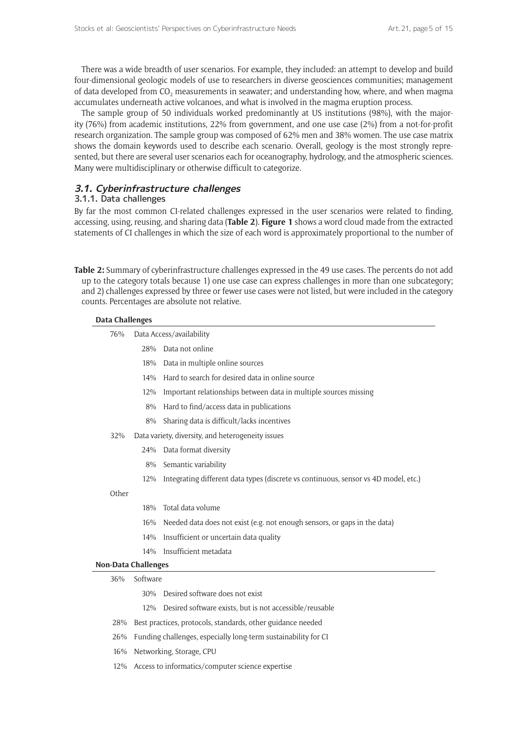There was a wide breadth of user scenarios. For example, they included: an attempt to develop and build four-dimensional geologic models of use to researchers in diverse geosciences communities; management of data developed from $CO_2$ measurements in seawater; and understanding how, where, and when magma accumulates underneath active volcanoes, and what is involved in the magma eruption process.

The sample group of 50 individuals worked predominantly at US institutions (98%), with the majority (76%) from academic institutions, 22% from government, and one use case (2%) from a not-for-profit research organization. The sample group was composed of 62% men and 38% women. The use case matrix shows the domain keywords used to describe each scenario. Overall, geology is the most strongly represented, but there are several user scenarios each for oceanography, hydrology, and the atmospheric sciences. Many were multidisciplinary or otherwise difficult to categorize.

### 3.1. Cyberinfrastructure challenges

#### 3.1.1. Data challenges

By far the most common CI-related challenges expressed in the user scenarios were related to finding, accessing, using, reusing, and sharing data (**Table 2**). **Figure 1** shows a word cloud made from the extracted statements of CI challenges in which the size of each word is approximately proportional to the number of

**Table 2:** Summary of cyberinfrastructure challenges expressed in the 49 use cases. The percents do not add up to the category totals because 1) one use case can express challenges in more than one subcategory; and 2) challenges expressed by three or fewer use cases were not listed, but were included in the category counts. Percentages are absolute not relative.

| **Data Challenges** | | |
|---|---|---|
| 76% | Data Access/availability | |
| | 28% | Data not online |
| | 18% | Data in multiple online sources |
| | 14% | Hard to search for desired data in online source |
| | 12% | Important relationships between data in multiple sources missing |
| | 8% | Hard to find/access data in publications |
| | 8% | Sharing data is difficult/lacks incentives |
| 32% | Data variety, diversity, and heterogeneity issues | |
| | 24% | Data format diversity |
| | 8% | Semantic variability |
| | 12% | Integrating different data types (discrete vs continuous, sensor vs 4D model, etc.) |
| Other | | |
| | 18% | Total data volume |
| | 16% | Needed data does not exist (e.g. not enough sensors, or gaps in the data) |
| | 14% | Insufficient or uncertain data quality |
| | 14% | Insufficient metadata |
| **Non-Data Challenges** | | |
| 36% | Software | |
| | 30% | Desired software does not exist |
| | 12% | Desired software exists, but is not accessible/reusable |
| 28% | Best practices, protocols, standards, other guidance needed | |
| 26% | Funding challenges, especially long-term sustainability for CI | |
| 16% | Networking, Storage, CPU | |
| 12% | Access to informatics/computer science expertise | |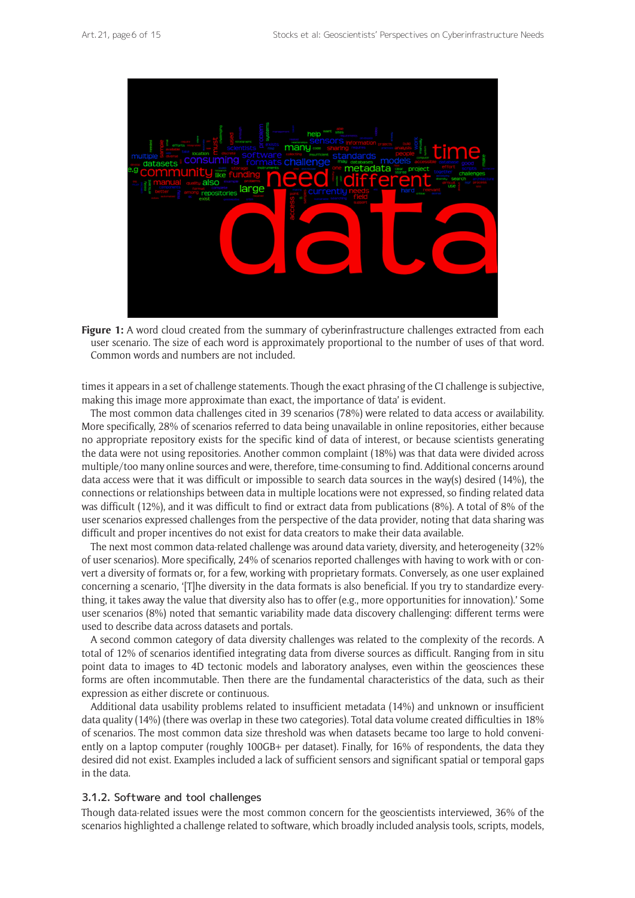**Figure 1:** A word cloud created from the summary of cyberinfrastructure challenges extracted from each user scenario. The size of each word is approximately proportional to the number of uses of that word. Common words and numbers are not included.

times it appears in a set of challenge statements. Though the exact phrasing of the CI challenge is subjective, making this image more approximate than exact, the importance of 'data' is evident.

The most common data challenges cited in 39 scenarios (78%) were related to data access or availability. More specifically, 28% of scenarios referred to data being unavailable in online repositories, either because no appropriate repository exists for the specific kind of data of interest, or because scientists generating the data were not using repositories. Another common complaint (18%) was that data were divided across multiple/too many online sources and were, therefore, time-consuming to find. Additional concerns around data access were that it was difficult or impossible to search data sources in the way(s) desired (14%), the connections or relationships between data in multiple locations were not expressed, so finding related data was difficult (12%), and it was difficult to find or extract data from publications (8%). A total of 8% of the user scenarios expressed challenges from the perspective of the data provider, noting that data sharing was difficult and proper incentives do not exist for data creators to make their data available.

The next most common data-related challenge was around data variety, diversity, and heterogeneity (32% of user scenarios). More specifically, 24% of scenarios reported challenges with having to work with or convert a diversity of formats or, for a few, working with proprietary formats. Conversely, as one user explained concerning a scenario, '[T]he diversity in the data formats is also beneficial. If you try to standardize everything, it takes away the value that diversity also has to offer (e.g., more opportunities for innovation).' Some user scenarios (8%) noted that semantic variability made data discovery challenging: different terms were used to describe data across datasets and portals.

A second common category of data diversity challenges was related to the complexity of the records. A total of 12% of scenarios identified integrating data from diverse sources as difficult. Ranging from in situ point data to images to 4D tectonic models and laboratory analyses, even within the geosciences these forms are often incommutable. Then there are the fundamental characteristics of the data, such as their expression as either discrete or continuous.

Additional data usability problems related to insufficient metadata (14%) and unknown or insufficient data quality (14%) (there was overlap in these two categories). Total data volume created difficulties in 18% of scenarios. The most common data size threshold was when datasets became too large to hold conveniently on a laptop computer (roughly 100GB+ per dataset). Finally, for 16% of respondents, the data they desired did not exist. Examples included a lack of sufficient sensors and significant spatial or temporal gaps in the data.

### 3.1.2. Software and tool challenges

Though data-related issues were the most common concern for the geoscientists interviewed, 36% of the scenarios highlighted a challenge related to software, which broadly included analysis tools, scripts, models,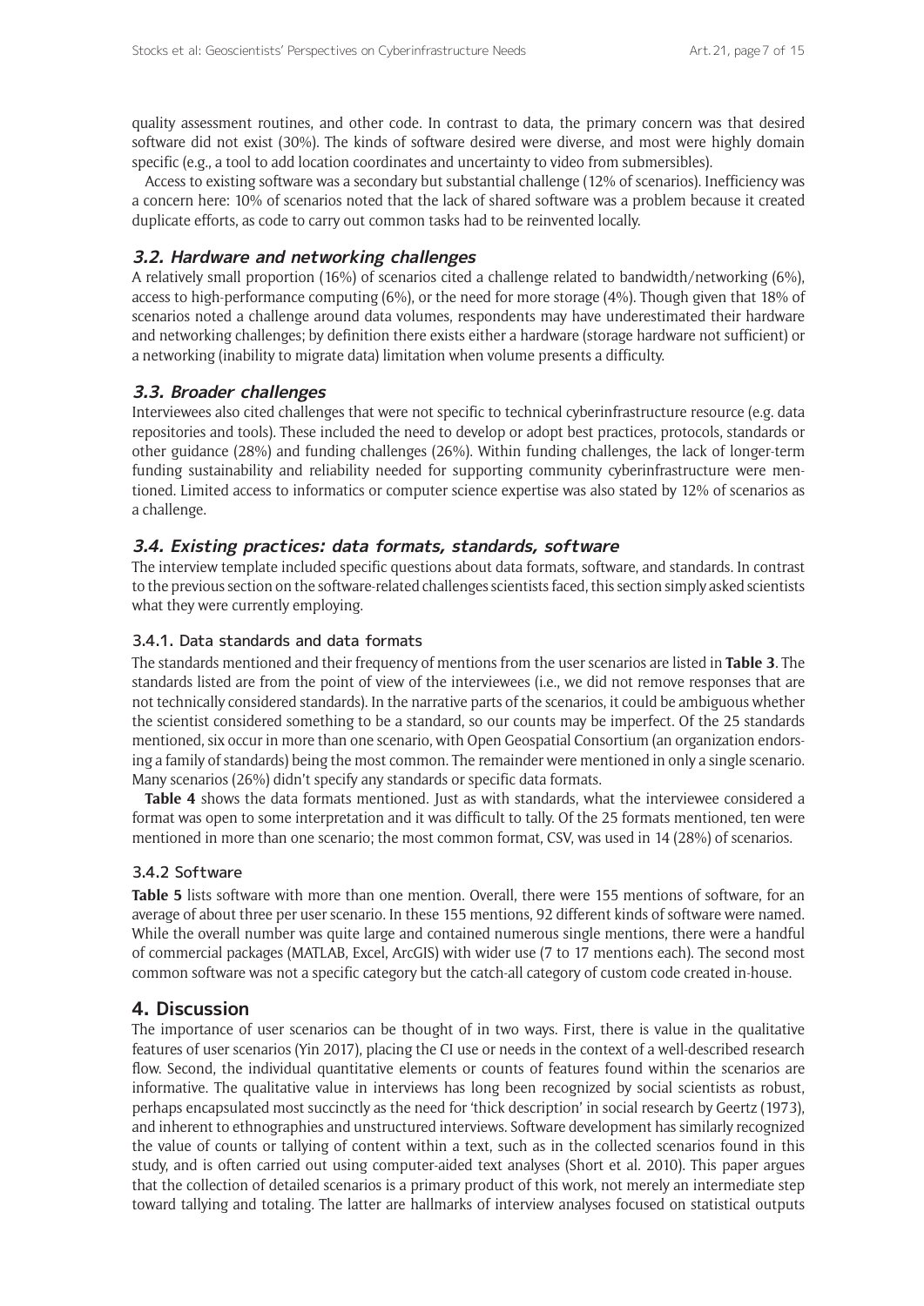quality assessment routines, and other code. In contrast to data, the primary concern was that desired software did not exist (30%). The kinds of software desired were diverse, and most were highly domain specific (e.g., a tool to add location coordinates and uncertainty to video from submersibles).

Access to existing software was a secondary but substantial challenge (12% of scenarios). Inefficiency was a concern here: 10% of scenarios noted that the lack of shared software was a problem because it created duplicate efforts, as code to carry out common tasks had to be reinvented locally.

### 3.2. Hardware and networking challenges

A relatively small proportion (16%) of scenarios cited a challenge related to bandwidth/networking (6%), access to high-performance computing (6%), or the need for more storage (4%). Though given that 18% of scenarios noted a challenge around data volumes, respondents may have underestimated their hardware and networking challenges; by definition there exists either a hardware (storage hardware not sufficient) or a networking (inability to migrate data) limitation when volume presents a difficulty.

### 3.3. Broader challenges

Interviewees also cited challenges that were not specific to technical cyberinfrastructure resource (e.g. data repositories and tools). These included the need to develop or adopt best practices, protocols, standards or other guidance (28%) and funding challenges (26%). Within funding challenges, the lack of longer-term funding sustainability and reliability needed for supporting community cyberinfrastructure were mentioned. Limited access to informatics or computer science expertise was also stated by 12% of scenarios as a challenge.

### 3.4. Existing practices: data formats, standards, software

The interview template included specific questions about data formats, software, and standards. In contrast to the previous section on the software-related challenges scientists faced, this section simply asked scientists what they were currently employing.

#### 3.4.1. Data standards and data formats

The standards mentioned and their frequency of mentions from the user scenarios are listed in **Table 3**. The standards listed are from the point of view of the interviewees (i.e., we did not remove responses that are not technically considered standards). In the narrative parts of the scenarios, it could be ambiguous whether the scientist considered something to be a standard, so our counts may be imperfect. Of the 25 standards mentioned, six occur in more than one scenario, with Open Geospatial Consortium (an organization endorsing a family of standards) being the most common. The remainder were mentioned in only a single scenario. Many scenarios (26%) didn't specify any standards or specific data formats.

**Table 4** shows the data formats mentioned. Just as with standards, what the interviewee considered a format was open to some interpretation and it was difficult to tally. Of the 25 formats mentioned, ten were mentioned in more than one scenario; the most common format, CSV, was used in 14 (28%) of scenarios.

#### 3.4.2 Software

**Table 5** lists software with more than one mention. Overall, there were 155 mentions of software, for an average of about three per user scenario. In these 155 mentions, 92 different kinds of software were named. While the overall number was quite large and contained numerous single mentions, there were a handful of commercial packages (MATLAB, Excel, ArcGIS) with wider use (7 to 17 mentions each). The second most common software was not a specific category but the catch-all category of custom code created in-house.

## 4. Discussion

The importance of user scenarios can be thought of in two ways. First, there is value in the qualitative features of user scenarios (Yin 2017), placing the CI use or needs in the context of a well-described research flow. Second, the individual quantitative elements or counts of features found within the scenarios are informative. The qualitative value in interviews has long been recognized by social scientists as robust, perhaps encapsulated most succinctly as the need for 'thick description' in social research by Geertz (1973), and inherent to ethnographies and unstructured interviews. Software development has similarly recognized the value of counts or tallying of content within a text, such as in the collected scenarios found in this study, and is often carried out using computer-aided text analyses (Short et al. 2010). This paper argues that the collection of detailed scenarios is a primary product of this work, not merely an intermediate step toward tallying and totaling. The latter are hallmarks of interview analyses focused on statistical outputs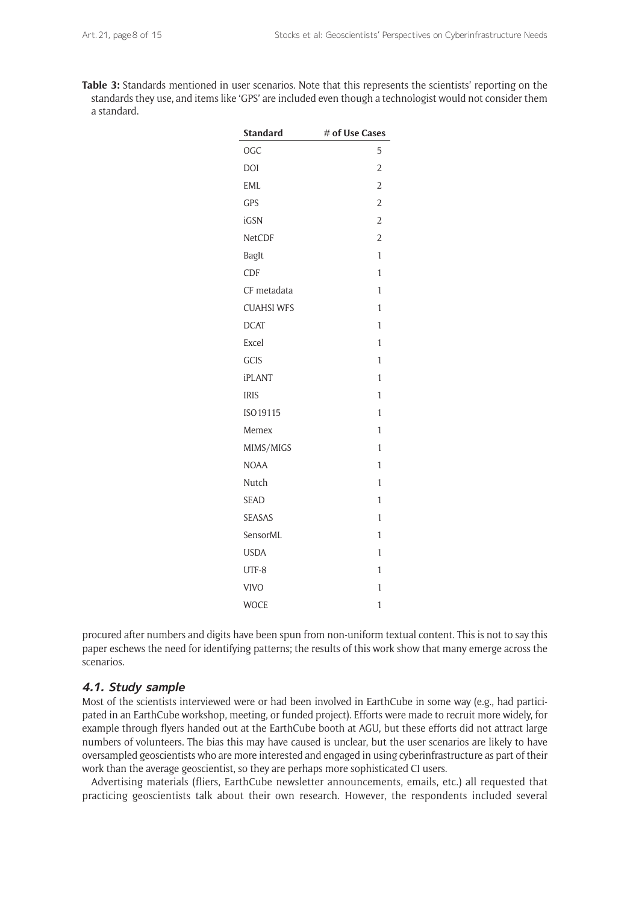**Table 3:** Standards mentioned in user scenarios. Note that this represents the scientists' reporting on the standards they use, and items like 'GPS' are included even though a technologist would not consider them a standard.

| Standard | # of Use Cases |
|---|---|
| OGC | 5 |
| DOI | 2 |
| EML | 2 |
| GPS | 2 |
| iGSN | 2 |
| NetCDF | 2 |
| BagIt | 1 |
| CDF | 1 |
| CF metadata | 1 |
| CUAHSI WFS | 1 |
| DCAT | 1 |
| Excel | 1 |
| GCIS | 1 |
| iPLANT | 1 |
| IRIS | 1 |
| ISO19115 | 1 |
| Memex | 1 |
| MIMS/MIGS | 1 |
| NOAA | 1 |
| Nutch | 1 |
| SEAD | 1 |
| SEASAS | 1 |
| SensorML | 1 |
| USDA | 1 |
| UTF-8 | 1 |
| VIVO | 1 |
| WOCE | 1 |

procured after numbers and digits have been spun from non-uniform textual content. This is not to say this paper eschews the need for identifying patterns; the results of this work show that many emerge across the scenarios.

### 4.1. Study sample

Most of the scientists interviewed were or had been involved in EarthCube in some way (e.g., had participated in an EarthCube workshop, meeting, or funded project). Efforts were made to recruit more widely, for example through flyers handed out at the EarthCube booth at AGU, but these efforts did not attract large numbers of volunteers. The bias this may have caused is unclear, but the user scenarios are likely to have oversampled geoscientists who are more interested and engaged in using cyberinfrastructure as part of their work than the average geoscientist, so they are perhaps more sophisticated CI users.

Advertising materials (fliers, EarthCube newsletter announcements, emails, etc.) all requested that practicing geoscientists talk about their own research. However, the respondents included several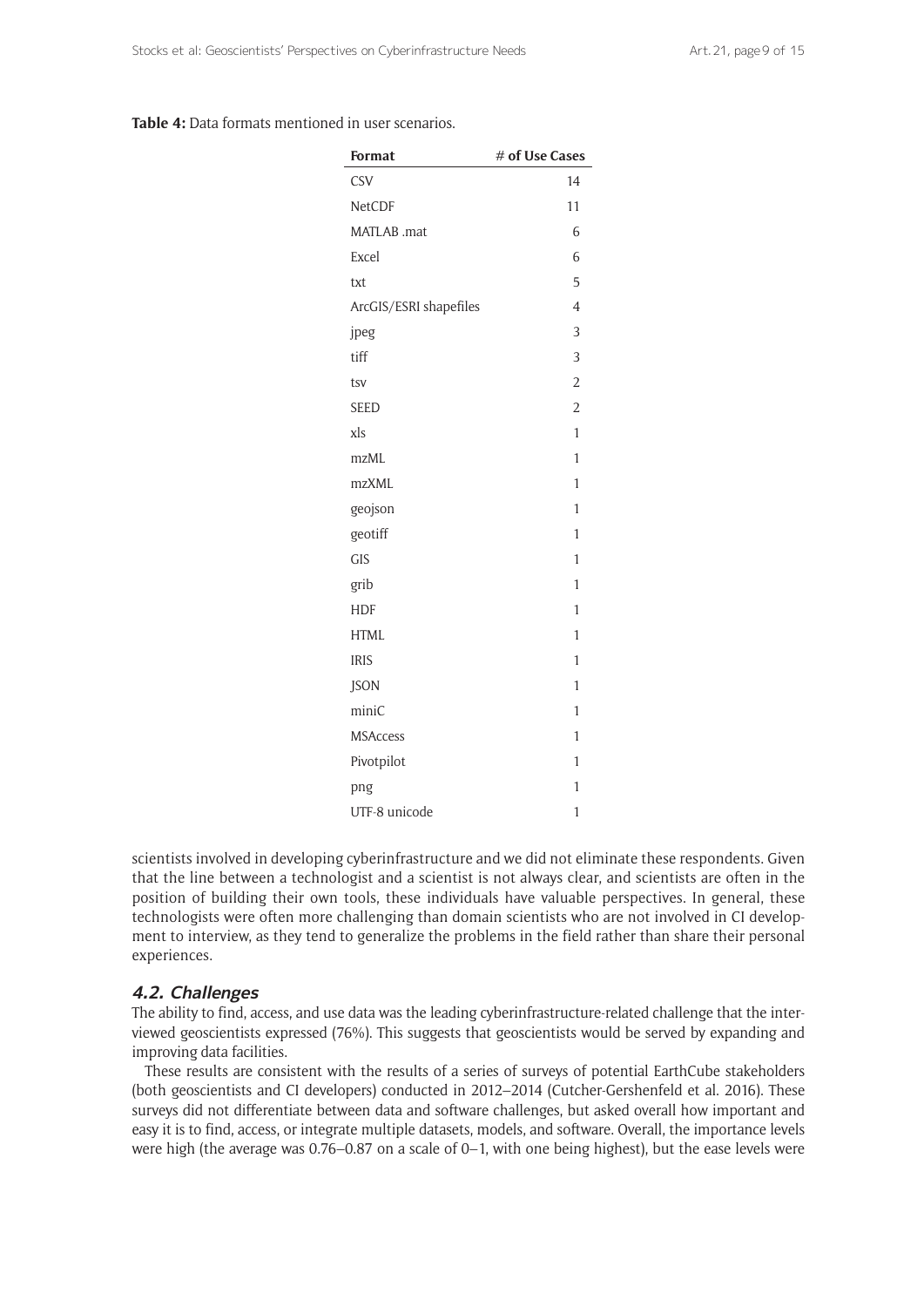**Table 4:** Data formats mentioned in user scenarios.

| Format | # of Use Cases |
|---|---|
| CSV | 14 |
| NetCDF | 11 |
| MATLAB .mat | 6 |
| Excel | 6 |
| txt | 5 |
| ArcGIS/ESRI shapefiles | 4 |
| jpeg | 3 |
| tiff | 3 |
| tsv | 2 |
| SEED | 2 |
| xls | 1 |
| mzML | 1 |
| mzXML | 1 |
| geojson | 1 |
| geotiff | 1 |
| GIS | 1 |
| grib | 1 |
| HDF | 1 |
| HTML | 1 |
| IRIS | 1 |
| JSON | 1 |
| miniC | 1 |
| MSAccess | 1 |
| Pivotpilot | 1 |
| png | 1 |
| UTF-8 unicode | 1 |

scientists involved in developing cyberinfrastructure and we did not eliminate these respondents. Given that the line between a technologist and a scientist is not always clear, and scientists are often in the position of building their own tools, these individuals have valuable perspectives. In general, these technologists were often more challenging than domain scientists who are not involved in CI development to interview, as they tend to generalize the problems in the field rather than share their personal experiences.

### 4.2. Challenges

The ability to find, access, and use data was the leading cyberinfrastructure-related challenge that the interviewed geoscientists expressed (76%). This suggests that geoscientists would be served by expanding and improving data facilities.

These results are consistent with the results of a series of surveys of potential EarthCube stakeholders (both geoscientists and CI developers) conducted in 2012–2014 (Cutcher-Gershenfeld et al. 2016). These surveys did not differentiate between data and software challenges, but asked overall how important and easy it is to find, access, or integrate multiple datasets, models, and software. Overall, the importance levels were high (the average was 0.76–0.87 on a scale of 0–1, with one being highest), but the ease levels were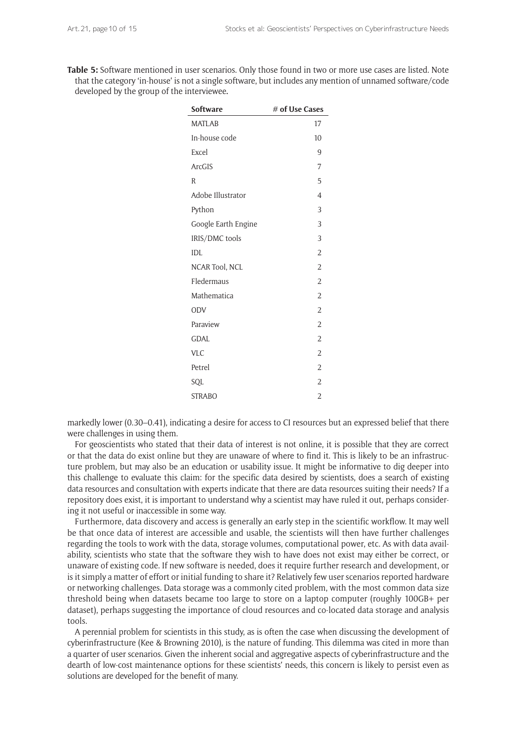**Table 5:** Software mentioned in user scenarios. Only those found in two or more use cases are listed. Note that the category 'in-house' is not a single software, but includes any mention of unnamed software/code developed by the group of the interviewee.

| Software | # of Use Cases |
|---|---|
| MATLAB | 17 |
| In-house code | 10 |
| Excel | 9 |
| ArcGIS | 7 |
| R | 5 |
| Adobe Illustrator | 4 |
| Python | 3 |
| Google Earth Engine | 3 |
| IRIS/DMC tools | 3 |
| IDL | 2 |
| NCAR Tool, NCL | 2 |
| Fledermaus | 2 |
| Mathematica | 2 |
| ODV | 2 |
| Paraview | 2 |
| GDAL | 2 |
| VLC | 2 |
| Petrel | 2 |
| SQL | 2 |
| STRABO | 2 |

markedly lower (0.30–0.41), indicating a desire for access to CI resources but an expressed belief that there were challenges in using them.

For geoscientists who stated that their data of interest is not online, it is possible that they are correct or that the data do exist online but they are unaware of where to find it. This is likely to be an infrastructure problem, but may also be an education or usability issue. It might be informative to dig deeper into this challenge to evaluate this claim: for the specific data desired by scientists, does a search of existing data resources and consultation with experts indicate that there are data resources suiting their needs? If a repository does exist, it is important to understand why a scientist may have ruled it out, perhaps considering it not useful or inaccessible in some way.

Furthermore, data discovery and access is generally an early step in the scientific workflow. It may well be that once data of interest are accessible and usable, the scientists will then have further challenges regarding the tools to work with the data, storage volumes, computational power, etc. As with data availability, scientists who state that the software they wish to have does not exist may either be correct, or unaware of existing code. If new software is needed, does it require further research and development, or is it simply a matter of effort or initial funding to share it? Relatively few user scenarios reported hardware or networking challenges. Data storage was a commonly cited problem, with the most common data size threshold being when datasets became too large to store on a laptop computer (roughly 100GB+ per dataset), perhaps suggesting the importance of cloud resources and co-located data storage and analysis tools.

A perennial problem for scientists in this study, as is often the case when discussing the development of cyberinfrastructure (Kee & Browning 2010), is the nature of funding. This dilemma was cited in more than a quarter of user scenarios. Given the inherent social and aggregative aspects of cyberinfrastructure and the dearth of low-cost maintenance options for these scientists' needs, this concern is likely to persist even as solutions are developed for the benefit of many.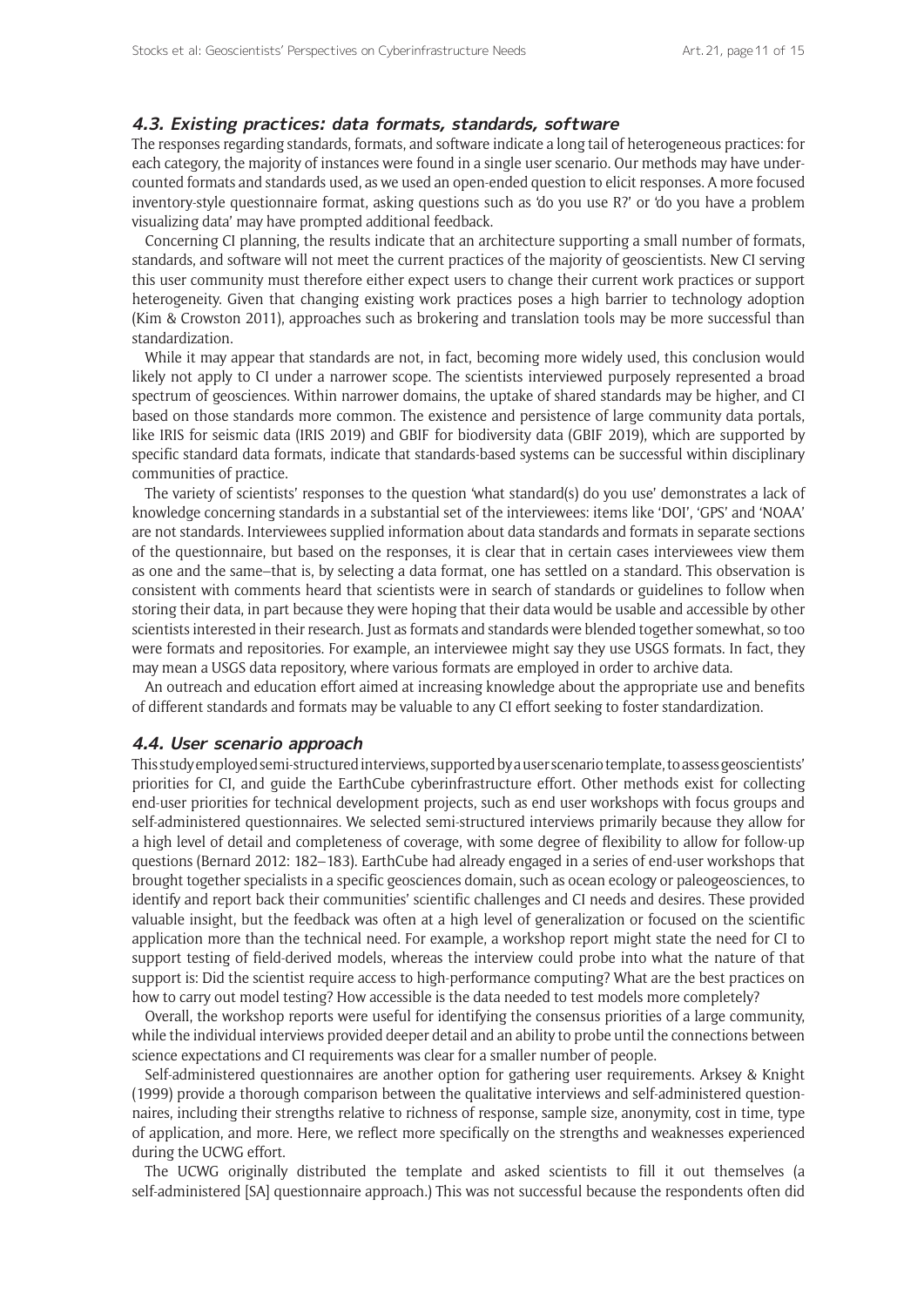### 4.3. Existing practices: data formats, standards, software

The responses regarding standards, formats, and software indicate a long tail of heterogeneous practices: for each category, the majority of instances were found in a single user scenario. Our methods may have under-counted formats and standards used, as we used an open-ended question to elicit responses. A more focused inventory-style questionnaire format, asking questions such as 'do you use R?' or 'do you have a problem visualizing data' may have prompted additional feedback.

Concerning CI planning, the results indicate that an architecture supporting a small number of formats, standards, and software will not meet the current practices of the majority of geoscientists. New CI serving this user community must therefore either expect users to change their current work practices or support heterogeneity. Given that changing existing work practices poses a high barrier to technology adoption (Kim & Crowston 2011), approaches such as brokering and translation tools may be more successful than standardization.

While it may appear that standards are not, in fact, becoming more widely used, this conclusion would likely not apply to CI under a narrower scope. The scientists interviewed purposely represented a broad spectrum of geosciences. Within narrower domains, the uptake of shared standards may be higher, and CI based on those standards more common. The existence and persistence of large community data portals, like IRIS for seismic data (IRIS 2019) and GBIF for biodiversity data (GBIF 2019), which are supported by specific standard data formats, indicate that standards-based systems can be successful within disciplinary communities of practice.

The variety of scientists' responses to the question 'what standard(s) do you use' demonstrates a lack of knowledge concerning standards in a substantial set of the interviewees: items like 'DOI', 'GPS' and 'NOAA' are not standards. Interviewees supplied information about data standards and formats in separate sections of the questionnaire, but based on the responses, it is clear that in certain cases interviewees view them as one and the same–that is, by selecting a data format, one has settled on a standard. This observation is consistent with comments heard that scientists were in search of standards or guidelines to follow when storing their data, in part because they were hoping that their data would be usable and accessible by other scientists interested in their research. Just as formats and standards were blended together somewhat, so too were formats and repositories. For example, an interviewee might say they use USGS formats. In fact, they may mean a USGS data repository, where various formats are employed in order to archive data.

An outreach and education effort aimed at increasing knowledge about the appropriate use and benefits of different standards and formats may be valuable to any CI effort seeking to foster standardization.

### 4.4. User scenario approach

This study employed semi-structured interviews, supported by a user scenario template, to assess geoscientists' priorities for CI, and guide the EarthCube cyberinfrastructure effort. Other methods exist for collecting end-user priorities for technical development projects, such as end user workshops with focus groups and self-administered questionnaires. We selected semi-structured interviews primarily because they allow for a high level of detail and completeness of coverage, with some degree of flexibility to allow for follow-up questions (Bernard 2012: 182–183). EarthCube had already engaged in a series of end-user workshops that brought together specialists in a specific geosciences domain, such as ocean ecology or paleogeosciences, to identify and report back their communities' scientific challenges and CI needs and desires. These provided valuable insight, but the feedback was often at a high level of generalization or focused on the scientific application more than the technical need. For example, a workshop report might state the need for CI to support testing of field-derived models, whereas the interview could probe into what the nature of that support is: Did the scientist require access to high-performance computing? What are the best practices on how to carry out model testing? How accessible is the data needed to test models more completely?

Overall, the workshop reports were useful for identifying the consensus priorities of a large community, while the individual interviews provided deeper detail and an ability to probe until the connections between science expectations and CI requirements was clear for a smaller number of people.

Self-administered questionnaires are another option for gathering user requirements. Arksey & Knight (1999) provide a thorough comparison between the qualitative interviews and self-administered questionnaires, including their strengths relative to richness of response, sample size, anonymity, cost in time, type of application, and more. Here, we reflect more specifically on the strengths and weaknesses experienced during the UCWG effort.

The UCWG originally distributed the template and asked scientists to fill it out themselves (a self-administered [SA] questionnaire approach.) This was not successful because the respondents often did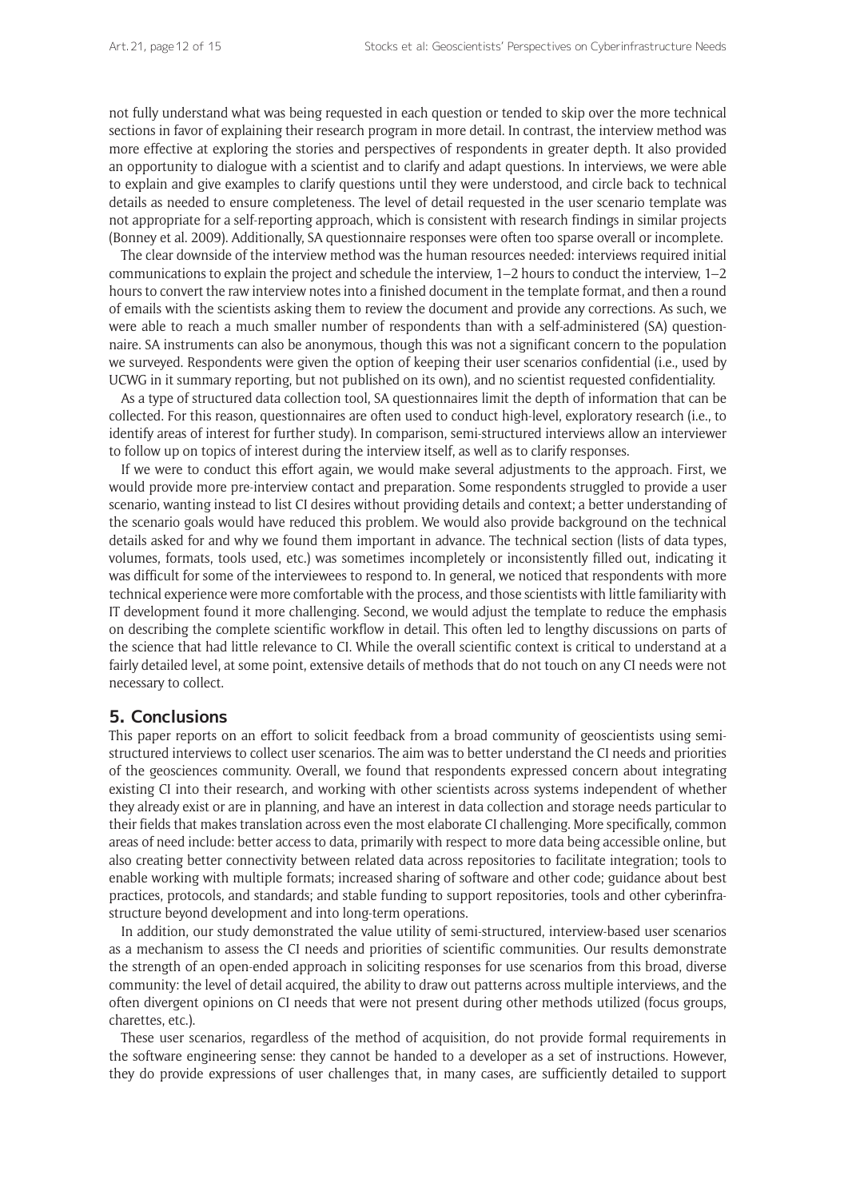not fully understand what was being requested in each question or tended to skip over the more technical sections in favor of explaining their research program in more detail. In contrast, the interview method was more effective at exploring the stories and perspectives of respondents in greater depth. It also provided an opportunity to dialogue with a scientist and to clarify and adapt questions. In interviews, we were able to explain and give examples to clarify questions until they were understood, and circle back to technical details as needed to ensure completeness. The level of detail requested in the user scenario template was not appropriate for a self-reporting approach, which is consistent with research findings in similar projects (Bonney et al. 2009). Additionally, SA questionnaire responses were often too sparse overall or incomplete.

The clear downside of the interview method was the human resources needed: interviews required initial communications to explain the project and schedule the interview, 1–2 hours to conduct the interview, 1–2 hours to convert the raw interview notes into a finished document in the template format, and then a round of emails with the scientists asking them to review the document and provide any corrections. As such, we were able to reach a much smaller number of respondents than with a self-administered (SA) questionnaire. SA instruments can also be anonymous, though this was not a significant concern to the population we surveyed. Respondents were given the option of keeping their user scenarios confidential (i.e., used by UCWG in it summary reporting, but not published on its own), and no scientist requested confidentiality.

As a type of structured data collection tool, SA questionnaires limit the depth of information that can be collected. For this reason, questionnaires are often used to conduct high-level, exploratory research (i.e., to identify areas of interest for further study). In comparison, semi-structured interviews allow an interviewer to follow up on topics of interest during the interview itself, as well as to clarify responses.

If we were to conduct this effort again, we would make several adjustments to the approach. First, we would provide more pre-interview contact and preparation. Some respondents struggled to provide a user scenario, wanting instead to list CI desires without providing details and context; a better understanding of the scenario goals would have reduced this problem. We would also provide background on the technical details asked for and why we found them important in advance. The technical section (lists of data types, volumes, formats, tools used, etc.) was sometimes incompletely or inconsistently filled out, indicating it was difficult for some of the interviewees to respond to. In general, we noticed that respondents with more technical experience were more comfortable with the process, and those scientists with little familiarity with IT development found it more challenging. Second, we would adjust the template to reduce the emphasis on describing the complete scientific workflow in detail. This often led to lengthy discussions on parts of the science that had little relevance to CI. While the overall scientific context is critical to understand at a fairly detailed level, at some point, extensive details of methods that do not touch on any CI needs were not necessary to collect.

## 5. Conclusions

This paper reports on an effort to solicit feedback from a broad community of geoscientists using semi-structured interviews to collect user scenarios. The aim was to better understand the CI needs and priorities of the geosciences community. Overall, we found that respondents expressed concern about integrating existing CI into their research, and working with other scientists across systems independent of whether they already exist or are in planning, and have an interest in data collection and storage needs particular to their fields that makes translation across even the most elaborate CI challenging. More specifically, common areas of need include: better access to data, primarily with respect to more data being accessible online, but also creating better connectivity between related data across repositories to facilitate integration; tools to enable working with multiple formats; increased sharing of software and other code; guidance about best practices, protocols, and standards; and stable funding to support repositories, tools and other cyberinfrastructure beyond development and into long-term operations.

In addition, our study demonstrated the value utility of semi-structured, interview-based user scenarios as a mechanism to assess the CI needs and priorities of scientific communities. Our results demonstrate the strength of an open-ended approach in soliciting responses for use scenarios from this broad, diverse community: the level of detail acquired, the ability to draw out patterns across multiple interviews, and the often divergent opinions on CI needs that were not present during other methods utilized (focus groups, charettes, etc.).

These user scenarios, regardless of the method of acquisition, do not provide formal requirements in the software engineering sense: they cannot be handed to a developer as a set of instructions. However, they do provide expressions of user challenges that, in many cases, are sufficiently detailed to support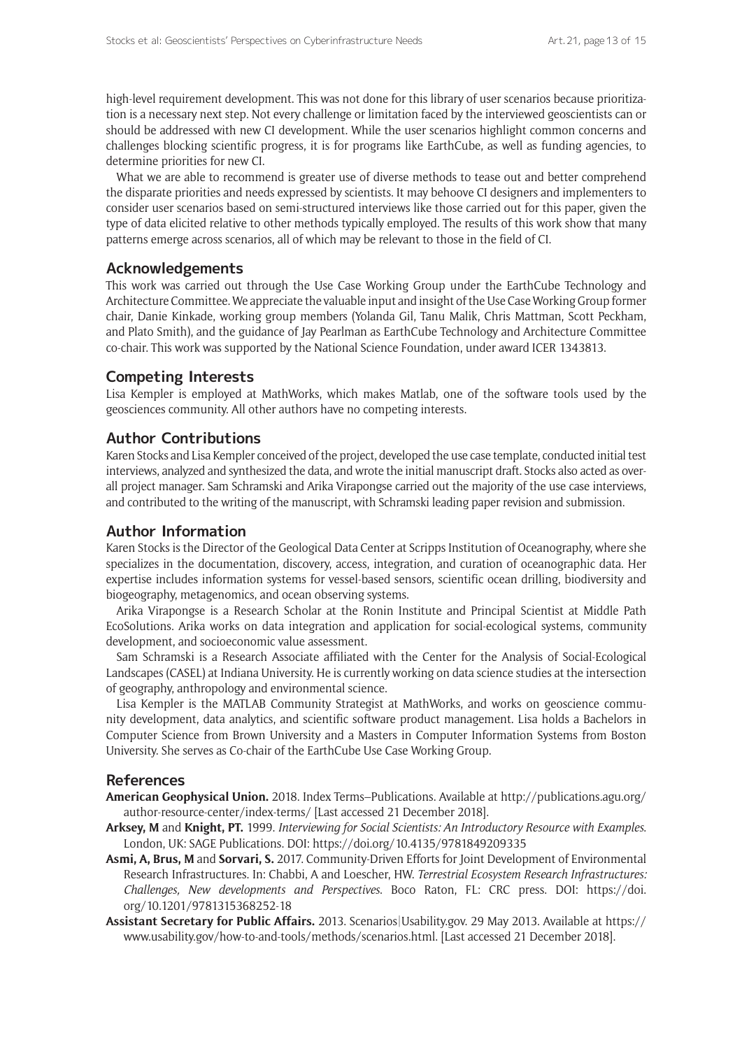high-level requirement development. This was not done for this library of user scenarios because prioritization is a necessary next step. Not every challenge or limitation faced by the interviewed geoscientists can or should be addressed with new CI development. While the user scenarios highlight common concerns and challenges blocking scientific progress, it is for programs like EarthCube, as well as funding agencies, to determine priorities for new CI.

What we are able to recommend is greater use of diverse methods to tease out and better comprehend the disparate priorities and needs expressed by scientists. It may behoove CI designers and implementers to consider user scenarios based on semi-structured interviews like those carried out for this paper, given the type of data elicited relative to other methods typically employed. The results of this work show that many patterns emerge across scenarios, all of which may be relevant to those in the field of CI.

## Acknowledgements

This work was carried out through the Use Case Working Group under the EarthCube Technology and Architecture Committee. We appreciate the valuable input and insight of the Use Case Working Group former chair, Danie Kinkade, working group members (Yolanda Gil, Tanu Malik, Chris Mattman, Scott Peckham, and Plato Smith), and the guidance of Jay Pearlman as EarthCube Technology and Architecture Committee co-chair. This work was supported by the National Science Foundation, under award ICER 1343813.

## Competing Interests

Lisa Kempler is employed at MathWorks, which makes Matlab, one of the software tools used by the geosciences community. All other authors have no competing interests.

## Author Contributions

Karen Stocks and Lisa Kempler conceived of the project, developed the use case template, conducted initial test interviews, analyzed and synthesized the data, and wrote the initial manuscript draft. Stocks also acted as overall project manager. Sam Schramski and Arika Virapongse carried out the majority of the use case interviews, and contributed to the writing of the manuscript, with Schramski leading paper revision and submission.

## Author Information

Karen Stocks is the Director of the Geological Data Center at Scripps Institution of Oceanography, where she specializes in the documentation, discovery, access, integration, and curation of oceanographic data. Her expertise includes information systems for vessel-based sensors, scientific ocean drilling, biodiversity and biogeography, metagenomics, and ocean observing systems.

Arika Virapongse is a Research Scholar at the Ronin Institute and Principal Scientist at Middle Path EcoSolutions. Arika works on data integration and application for social-ecological systems, community development, and socioeconomic value assessment.

Sam Schramski is a Research Associate affiliated with the Center for the Analysis of Social-Ecological Landscapes (CASEL) at Indiana University. He is currently working on data science studies at the intersection of geography, anthropology and environmental science.

Lisa Kempler is the MATLAB Community Strategist at MathWorks, and works on geoscience community development, data analytics, and scientific software product management. Lisa holds a Bachelors in Computer Science from Brown University and a Masters in Computer Information Systems from Boston University. She serves as Co-chair of the EarthCube Use Case Working Group.

## References

**American Geophysical Union.** 2018. Index Terms–Publications. Available at http://publications.agu.org/author-resource-center/index-terms/ [Last accessed 21 December 2018].

**Arksey, M** and **Knight, PT.** 1999. *Interviewing for Social Scientists: An Introductory Resource with Examples*. London, UK: SAGE Publications. DOI: https://doi.org/10.4135/9781849209335

**Asmi, A, Brus, M** and **Sorvari, S.** 2017. Community-Driven Efforts for Joint Development of Environmental Research Infrastructures. In: Chabbi, A and Loescher, HW. *Terrestrial Ecosystem Research Infrastructures: Challenges, New developments and Perspectives*. Boco Raton, FL: CRC press. DOI: https://doi.org/10.1201/9781315368252-18

**Assistant Secretary for Public Affairs.** 2013. Scenarios|Usability.gov. 29 May 2013. Available at https://www.usability.gov/how-to-and-tools/methods/scenarios.html. [Last accessed 21 December 2018].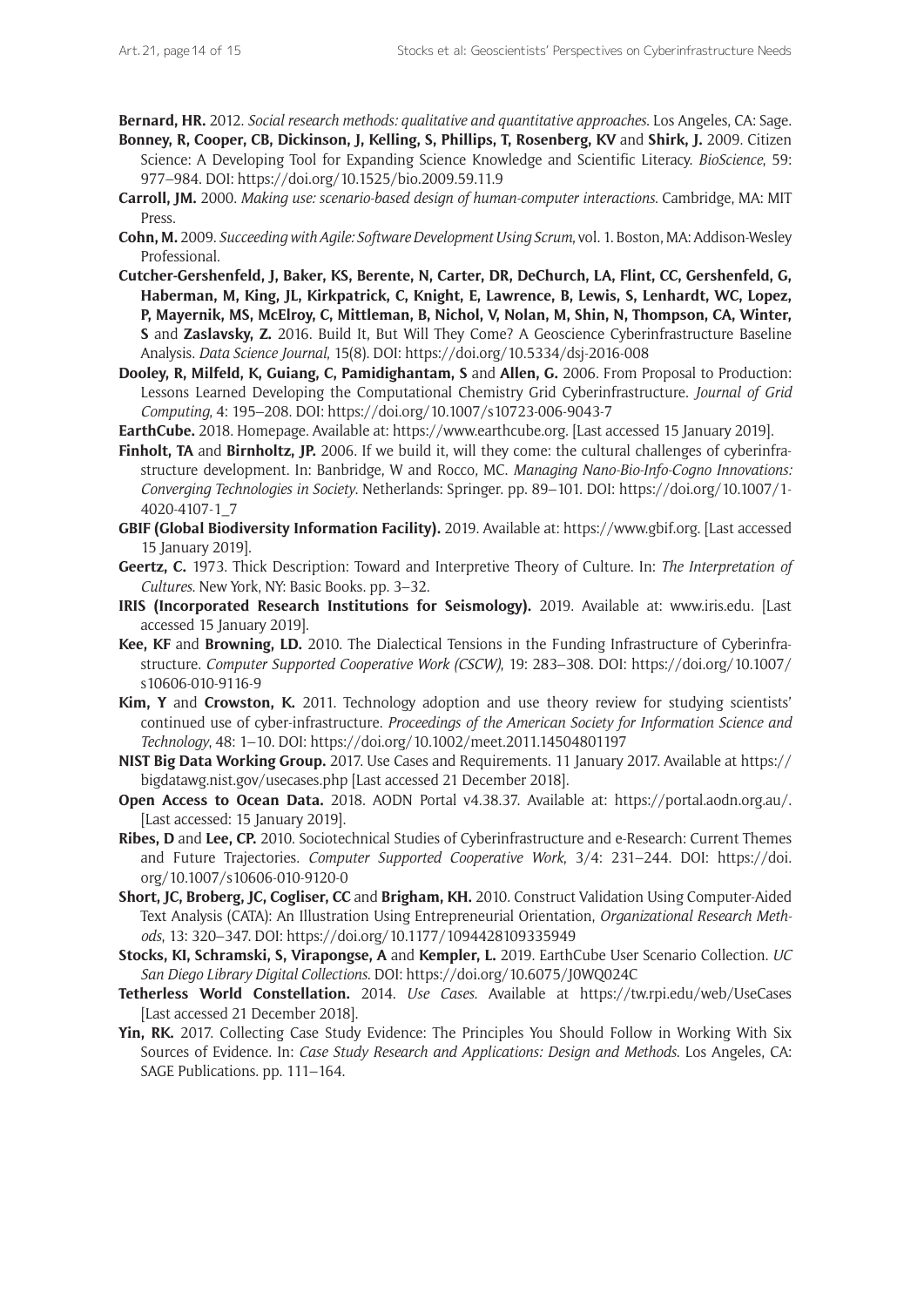**Bernard, HR.** 2012. *Social research methods: qualitative and quantitative approaches*. Los Angeles, CA: Sage.

**Bonney, R, Cooper, CB, Dickinson, J, Kelling, S, Phillips, T, Rosenberg, KV** and **Shirk, J.** 2009. Citizen Science: A Developing Tool for Expanding Science Knowledge and Scientific Literacy. *BioScience*, 59: 977–984. DOI: https://doi.org/10.1525/bio.2009.59.11.9

**Carroll, JM.** 2000. *Making use: scenario-based design of human-computer interactions*. Cambridge, MA: MIT Press.

**Cohn, M.** 2009. *Succeeding with Agile: Software Development Using Scrum*, vol. 1. Boston, MA: Addison-Wesley Professional.

**Cutcher-Gershenfeld, J, Baker, KS, Berente, N, Carter, DR, DeChurch, LA, Flint, CC, Gershenfeld, G, Haberman, M, King, JL, Kirkpatrick, C, Knight, E, Lawrence, B, Lewis, S, Lenhardt, WC, Lopez, P, Mayernik, MS, McElroy, C, Mittleman, B, Nichol, V, Nolan, M, Shin, N, Thompson, CA, Winter, S** and **Zaslavsky, Z.** 2016. Build It, But Will They Come? A Geoscience Cyberinfrastructure Baseline Analysis. *Data Science Journal*, 15(8). DOI: https://doi.org/10.5334/dsj-2016-008

**Dooley, R, Milfeld, K, Guiang, C, Pamidighantam, S** and **Allen, G.** 2006. From Proposal to Production: Lessons Learned Developing the Computational Chemistry Grid Cyberinfrastructure. *Journal of Grid Computing*, 4: 195–208. DOI: https://doi.org/10.1007/s10723-006-9043-7

**EarthCube.** 2018. Homepage. Available at: https://www.earthcube.org. [Last accessed 15 January 2019].

**Finholt, TA** and **Birnholtz, JP.** 2006. If we build it, will they come: the cultural challenges of cyberinfrastructure development. In: Banbridge, W and Rocco, MC. *Managing Nano-Bio-Info-Cogno Innovations: Converging Technologies in Society*. Netherlands: Springer. pp. 89–101. DOI: https://doi.org/10.1007/1-4020-4107-1_7

**GBIF (Global Biodiversity Information Facility).** 2019. Available at: https://www.gbif.org. [Last accessed 15 January 2019].

**Geertz, C.** 1973. Thick Description: Toward and Interpretive Theory of Culture. In: *The Interpretation of Cultures*. New York, NY: Basic Books. pp. 3–32.

**IRIS (Incorporated Research Institutions for Seismology).** 2019. Available at: www.iris.edu. [Last accessed 15 January 2019].

**Kee, KF** and **Browning, LD.** 2010. The Dialectical Tensions in the Funding Infrastructure of Cyberinfrastructure. *Computer Supported Cooperative Work (CSCW)*, 19: 283–308. DOI: https://doi.org/10.1007/s10606-010-9116-9

**Kim, Y** and **Crowston, K.** 2011. Technology adoption and use theory review for studying scientists' continued use of cyber-infrastructure. *Proceedings of the American Society for Information Science and Technology*, 48: 1–10. DOI: https://doi.org/10.1002/meet.2011.14504801197

**NIST Big Data Working Group.** 2017. Use Cases and Requirements. 11 January 2017. Available at https://bigdatawg.nist.gov/usecases.php [Last accessed 21 December 2018].

**Open Access to Ocean Data.** 2018. AODN Portal v4.38.37. Available at: https://portal.aodn.org.au/. [Last accessed: 15 January 2019].

**Ribes, D** and **Lee, CP.** 2010. Sociotechnical Studies of Cyberinfrastructure and e-Research: Current Themes and Future Trajectories. *Computer Supported Cooperative Work*, 3/4: 231–244. DOI: https://doi.org/10.1007/s10606-010-9120-0

**Short, JC, Broberg, JC, Cogliser, CC** and **Brigham, KH.** 2010. Construct Validation Using Computer-Aided Text Analysis (CATA): An Illustration Using Entrepreneurial Orientation, *Organizational Research Methods*, 13: 320–347. DOI: https://doi.org/10.1177/1094428109335949

**Stocks, KI, Schramski, S, Virapongse, A** and **Kempler, L.** 2019. EarthCube User Scenario Collection. *UC San Diego Library Digital Collections*. DOI: https://doi.org/10.6075/J0WQ024C

**Tetherless World Constellation.** 2014. *Use Cases*. Available at https://tw.rpi.edu/web/UseCases [Last accessed 21 December 2018].

**Yin, RK.** 2017. Collecting Case Study Evidence: The Principles You Should Follow in Working With Six Sources of Evidence. In: *Case Study Research and Applications: Design and Methods*. Los Angeles, CA: SAGE Publications. pp. 111–164.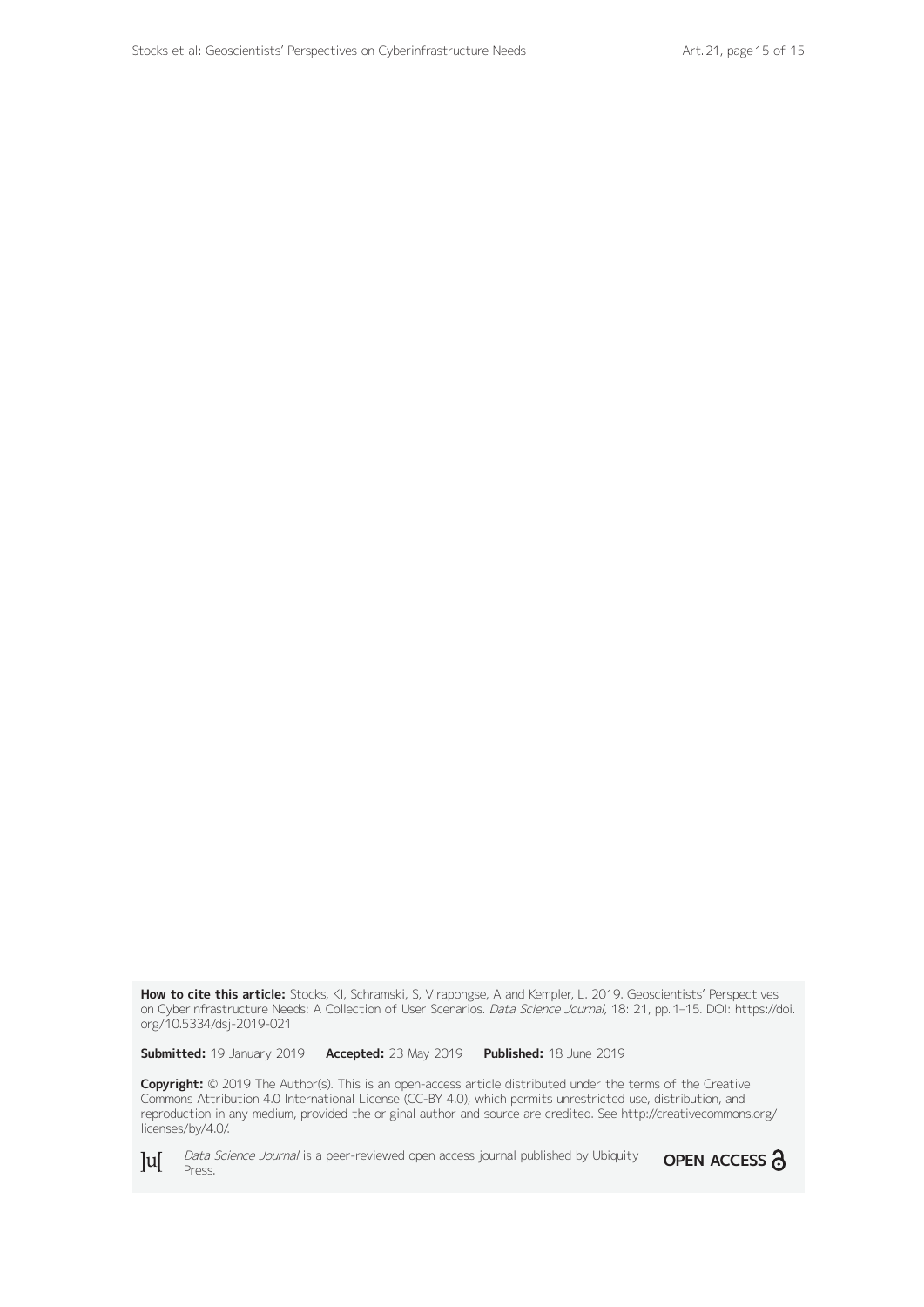**How to cite this article:** Stocks, KI, Schramski, S, Virapongse, A and Kempler, L. 2019. Geoscientists' Perspectives on Cyberinfrastructure Needs: A Collection of User Scenarios. *Data Science Journal,* 18: 21, pp. 1–15. DOI: https://doi.org/10.5334/dsj-2019-021

**Submitted:** 19 January 2019 **Accepted:** 23 May 2019 **Published:** 18 June 2019

**Copyright:** © 2019 The Author(s). This is an open-access article distributed under the terms of the Creative Commons Attribution 4.0 International License (CC-BY 4.0), which permits unrestricted use, distribution, and reproduction in any medium, provided the original author and source are credited. See http://creativecommons.org/licenses/by/4.0/.

*Data Science Journal* is a peer-reviewed open access journal published by Ubiquity Press.

**OPEN ACCESS**